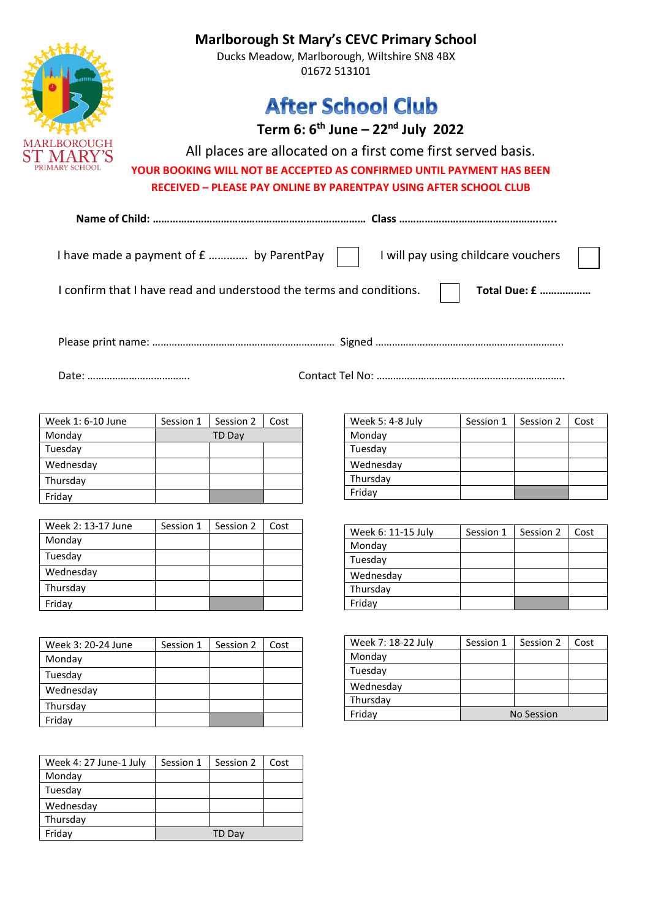# Marlborough St Mary's CEVC Primary School

Ducks Meadow, Marlborough, Wiltshire SN8 4BX
01672 513101

## After School Club

### Term 6: 6th June – 22nd July 2022

All places are allocated on a first come first served basis.

**YOUR BOOKING WILL NOT BE ACCEPTED AS CONFIRMED UNTIL PAYMENT HAS BEEN RECEIVED – PLEASE PAY ONLINE BY PARENTPAY USING AFTER SCHOOL CLUB**

**Name of Child: ……………………………………………………………… Class ……………………………………………..**

I have made a payment of £ ………… by ParentPay ☐ I will pay using childcare vouchers ☐

I confirm that I have read and understood the terms and conditions. ☐ **Total Due: £ ………………**

Please print name: ……………………………………………………… Signed ……………………………………………………………

Date: ………………………………. Contact Tel No: …………………………………………………………

| Week 1: 6-10 June | Session 1 | Session 2 | Cost |
|---|---|---|---|
| Monday | TD Day | | |
| Tuesday | | | |
| Wednesday | | | |
| Thursday | | | |
| Friday | | | |

| Week 2: 13-17 June | Session 1 | Session 2 | Cost |
|---|---|---|---|
| Monday | | | |
| Tuesday | | | |
| Wednesday | | | |
| Thursday | | | |
| Friday | | | |

| Week 3: 20-24 June | Session 1 | Session 2 | Cost |
|---|---|---|---|
| Monday | | | |
| Tuesday | | | |
| Wednesday | | | |
| Thursday | | | |
| Friday | | | |

| Week 4: 27 June-1 July | Session 1 | Session 2 | Cost |
|---|---|---|---|
| Monday | | | |
| Tuesday | | | |
| Wednesday | | | |
| Thursday | | | |
| Friday | TD Day | | |

| Week 5: 4-8 July | Session 1 | Session 2 | Cost |
|---|---|---|---|
| Monday | | | |
| Tuesday | | | |
| Wednesday | | | |
| Thursday | | | |
| Friday | | | |

| Week 6: 11-15 July | Session 1 | Session 2 | Cost |
|---|---|---|---|
| Monday | | | |
| Tuesday | | | |
| Wednesday | | | |
| Thursday | | | |
| Friday | | | |

| Week 7: 18-22 July | Session 1 | Session 2 | Cost |
|---|---|---|---|
| Monday | | | |
| Tuesday | | | |
| Wednesday | | | |
| Thursday | | | |
| Friday | No Session | | |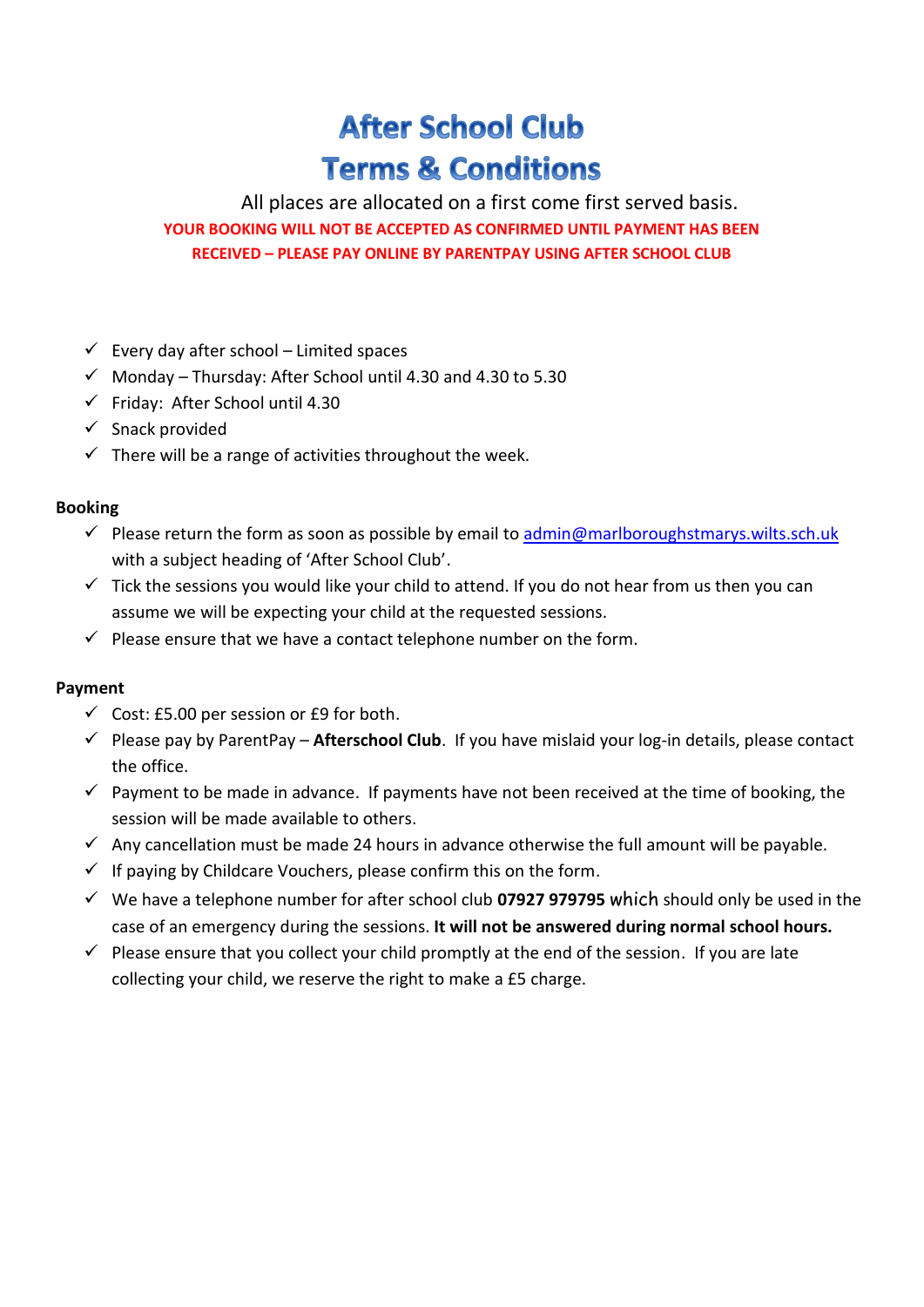# After School Club
# Terms & Conditions

All places are allocated on a first come first served basis.

**YOUR BOOKING WILL NOT BE ACCEPTED AS CONFIRMED UNTIL PAYMENT HAS BEEN RECEIVED – PLEASE PAY ONLINE BY PARENTPAY USING AFTER SCHOOL CLUB**

- ✓ Every day after school – Limited spaces
- ✓ Monday – Thursday: After School until 4.30 and 4.30 to 5.30
- ✓ Friday: After School until 4.30
- ✓ Snack provided
- ✓ There will be a range of activities throughout the week.

**Booking**

- ✓ Please return the form as soon as possible by email to admin@marlboroughstmarys.wilts.sch.uk with a subject heading of 'After School Club'.
- ✓ Tick the sessions you would like your child to attend. If you do not hear from us then you can assume we will be expecting your child at the requested sessions.
- ✓ Please ensure that we have a contact telephone number on the form.

**Payment**

- ✓ Cost: £5.00 per session or £9 for both.
- ✓ Please pay by ParentPay – **Afterschool Club**. If you have mislaid your log-in details, please contact the office.
- ✓ Payment to be made in advance. If payments have not been received at the time of booking, the session will be made available to others.
- ✓ Any cancellation must be made 24 hours in advance otherwise the full amount will be payable.
- ✓ If paying by Childcare Vouchers, please confirm this on the form.
- ✓ We have a telephone number for after school club **07927 979795** which should only be used in the case of an emergency during the sessions. **It will not be answered during normal school hours.**
- ✓ Please ensure that you collect your child promptly at the end of the session. If you are late collecting your child, we reserve the right to make a £5 charge.